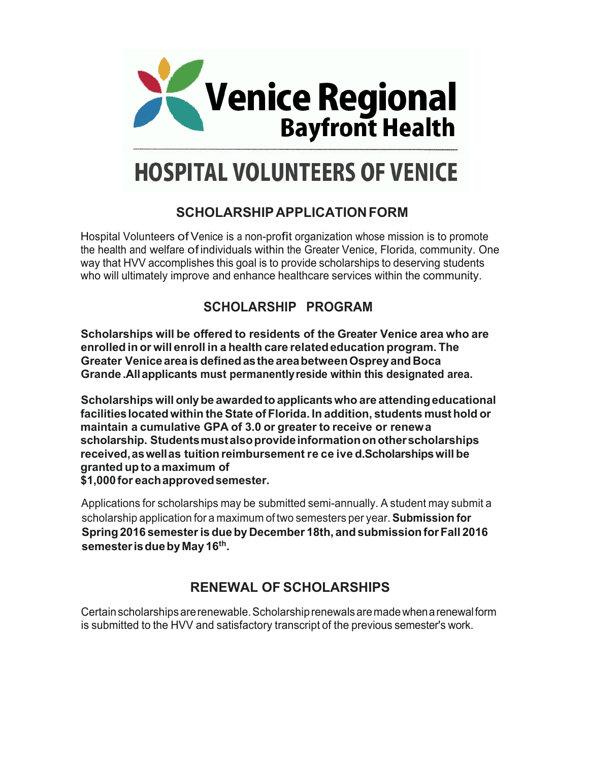# Venice Regional Bayfront Health

# HOSPITAL VOLUNTEERS OF VENICE

## SCHOLARSHIP APPLICATION FORM

Hospital Volunteers of Venice is a non-profit organization whose mission is to promote the health and welfare of individuals within the Greater Venice, Florida, community. One way that HVV accomplishes this goal is to provide scholarships to deserving students who will ultimately improve and enhance healthcare services within the community.

## SCHOLARSHIP PROGRAM

**Scholarships will be offered to residents of the Greater Venice area who are enrolled in or will enroll in a health care related education program. The Greater Venice area is defined as the area between Osprey and Boca Grande .All applicants must permanently reside within this designated area.**

**Scholarships will only be awarded to applicants who are attending educational facilities located within the State of Florida. In addition, students must hold or maintain a cumulative GPA of 3.0 or greater to receive or renew a scholarship. Students must also provide information on other scholarships received, as well as tuition reimbursement received. Scholarships will be granted up to a maximum of $1,000 for each approved semester.**

Applications for scholarships may be submitted semi-annually. A student may submit a scholarship application for a maximum of two semesters per year. **Submission for Spring 2016 semester is due by December 18th, and submission for Fall 2016 semester is due by May 16th.**

## RENEWAL OF SCHOLARSHIPS

Certain scholarships are renewable. Scholarship renewals are made when a renewal form is submitted to the HVV and satisfactory transcript of the previous semester's work.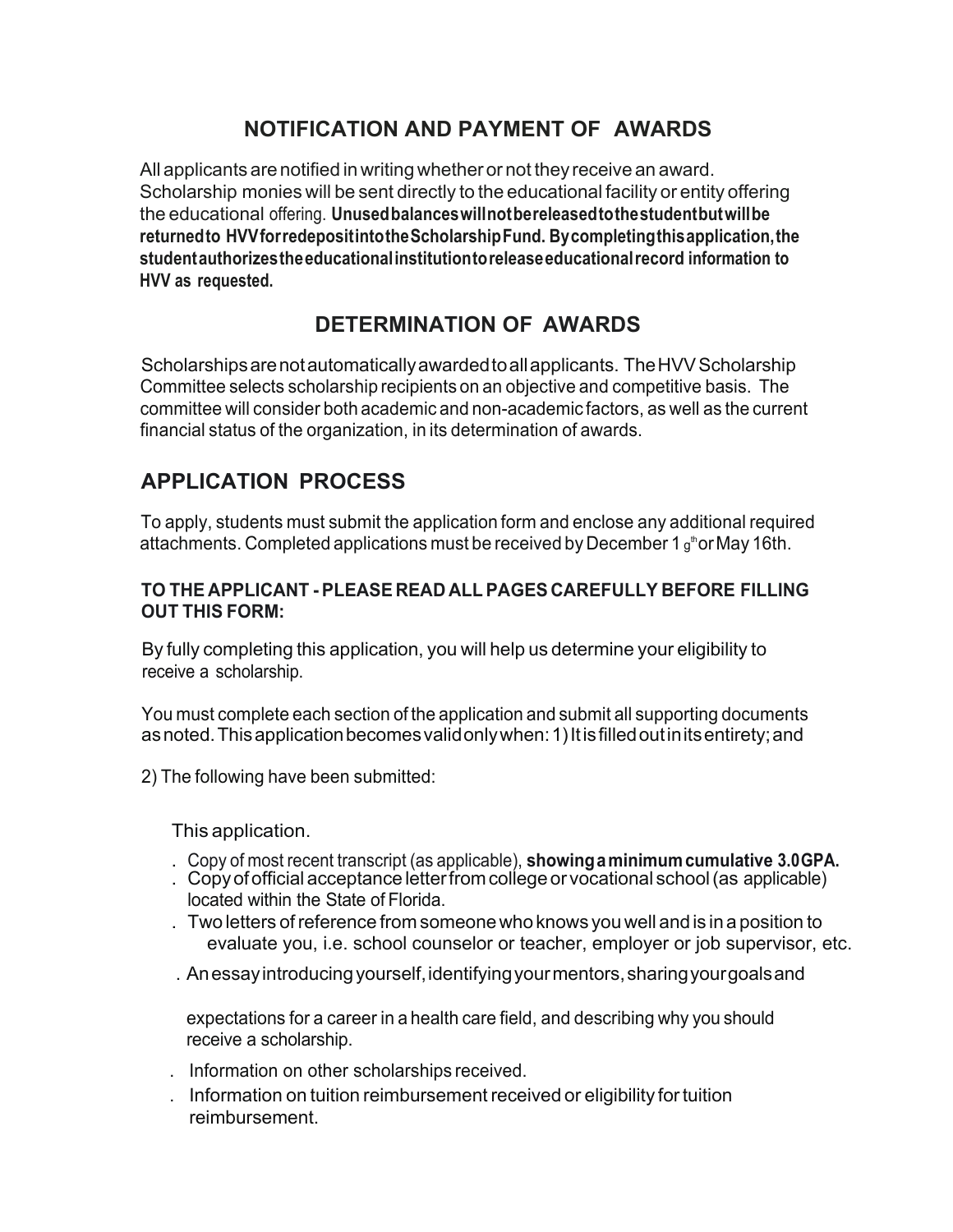## NOTIFICATION AND PAYMENT OF AWARDS

All applicants are notified in writing whether or not they receive an award. Scholarship monies will be sent directly to the educational facility or entity offering the educational offering. **Unused balances will not be released to the student but will be returned to HVV for redeposit into the Scholarship Fund. By completing this application, the student authorizes the educational institution to release educational record information to HVV as requested.**

## DETERMINATION OF AWARDS

Scholarships are not automatically awarded to all applicants. The HVV Scholarship Committee selects scholarship recipients on an objective and competitive basis. The committee will consider both academic and non-academic factors, as well as the current financial status of the organization, in its determination of awards.

## APPLICATION PROCESS

To apply, students must submit the application form and enclose any additional required attachments. Completed applications must be received by December 1 g[th] or May 16th.

**TO THE APPLICANT - PLEASE READ ALL PAGES CAREFULLY BEFORE FILLING OUT THIS FORM:**

By fully completing this application, you will help us determine your eligibility to receive a scholarship.

You must complete each section of the application and submit all supporting documents as noted. This application becomes valid only when: 1) It is filled out in its entirety; and

2) The following have been submitted:

This application.

- Copy of most recent transcript (as applicable), **showing a minimum cumulative 3.0GPA.**
- Copy of official acceptance letter from college or vocational school (as applicable) located within the State of Florida.
- Two letters of reference from someone who knows you well and is in a position to evaluate you, i.e. school counselor or teacher, employer or job supervisor, etc.
- An essay introducing yourself, identifying your mentors, sharing your goals and expectations for a career in a health care field, and describing why you should receive a scholarship.
- Information on other scholarships received.
- Information on tuition reimbursement received or eligibility for tuition reimbursement.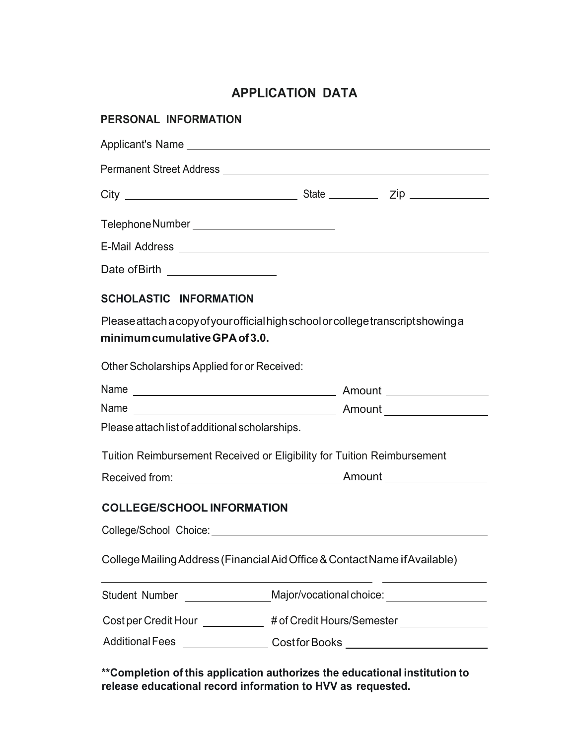# APPLICATION DATA

## PERSONAL INFORMATION

Applicant's Name ____________________________________________

Permanent Street Address ______________________________________

City ____________________________ State __________ Zip ______________

Telephone Number ________________________

E-Mail Address ____________________________________________

Date of Birth ___________________

## SCHOLASTIC INFORMATION

Please attach a copy of your official high school or college transcript showing a **minimum cumulative GPA of 3.0.**

Other Scholarships Applied for or Received:

Name ______________________________ Amount _________________

Name ______________________________ Amount _________________

Please attach list of additional scholarships.

Tuition Reimbursement Received or Eligibility for Tuition Reimbursement

Received from: ____________________________ Amount _________________

## COLLEGE/SCHOOL INFORMATION

College/School Choice: ____________________________________________

College Mailing Address (Financial Aid Office & Contact Name if Available)

_________________________________________ __________________

Student Number _______________ Major/vocational choice: _________________

Cost per Credit Hour ___________ # of Credit Hours/Semester _______________

Additional Fees _______________ Cost for Books ________________________

**\*\*Completion of this application authorizes the educational institution to release educational record information to HVV as requested.**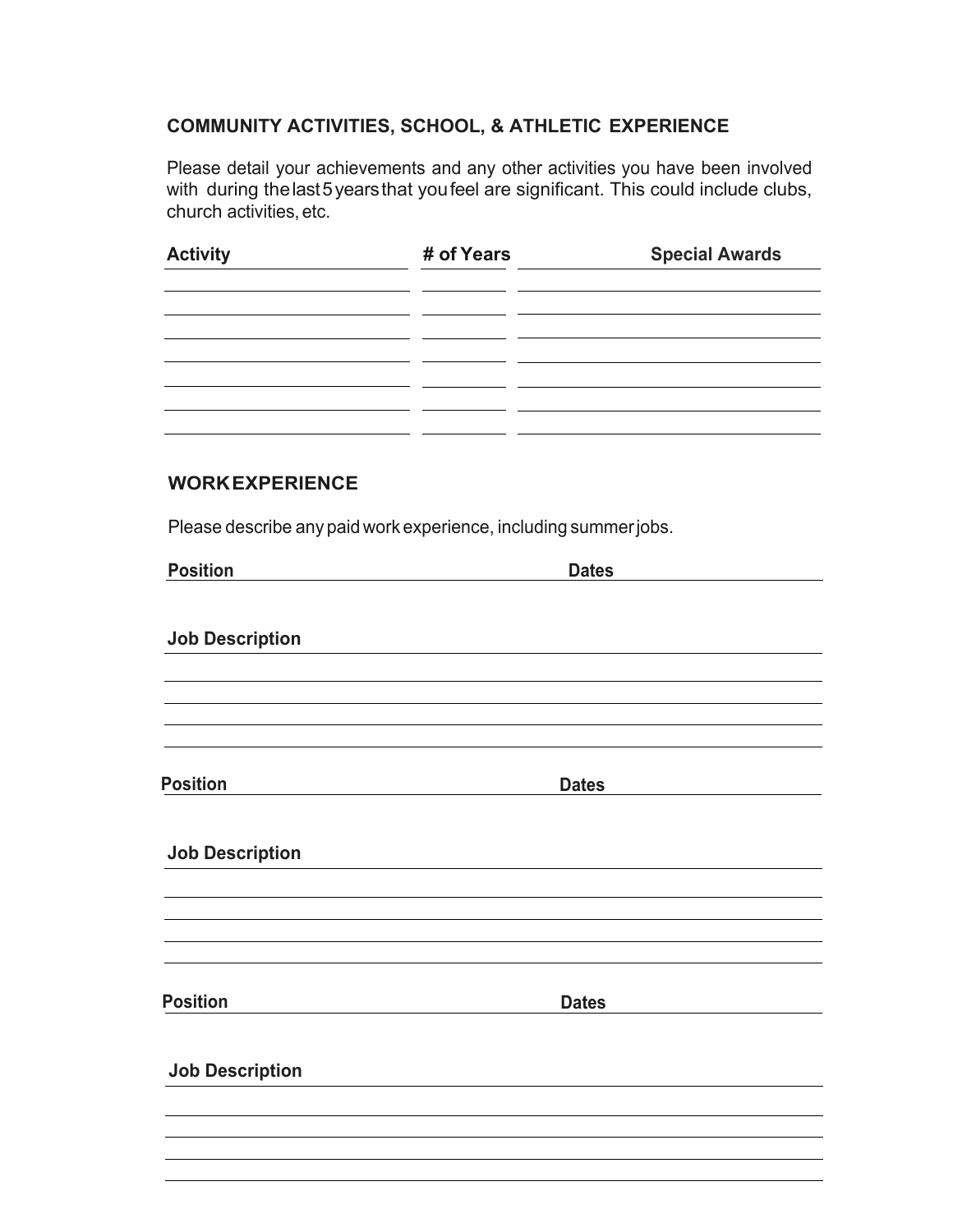## COMMUNITY ACTIVITIES, SCHOOL, & ATHLETIC EXPERIENCE

Please detail your achievements and any other activities you have been involved with during the last 5 years that you feel are significant. This could include clubs, church activities, etc.

| Activity | # of Years | Special Awards |
| --- | --- | --- |
| | | |
| | | |
| | | |
| | | |
| | | |
| | | |
| | | |

## WORK EXPERIENCE

Please describe any paid work experience, including summer jobs.

**Position** ______________________ **Dates** ______________________

**Job Description** ______________________

______________________

______________________

______________________

______________________

**Position** ______________________ **Dates** ______________________

**Job Description** ______________________

______________________

______________________

______________________

______________________

**Position** ______________________ **Dates** ______________________

**Job Description** ______________________

______________________

______________________

______________________

______________________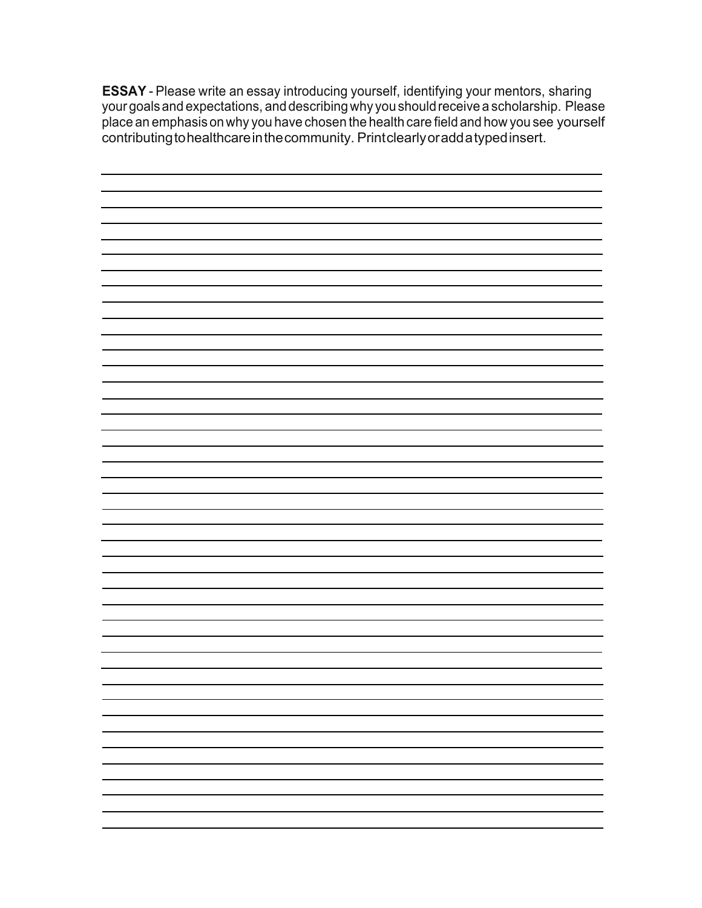**ESSAY** - Please write an essay introducing yourself, identifying your mentors, sharing your goals and expectations, and describing why you should receive a scholarship. Please place an emphasis on why you have chosen the health care field and how you see yourself contributing to healthcare in the community. Print clearly or add a typed insert.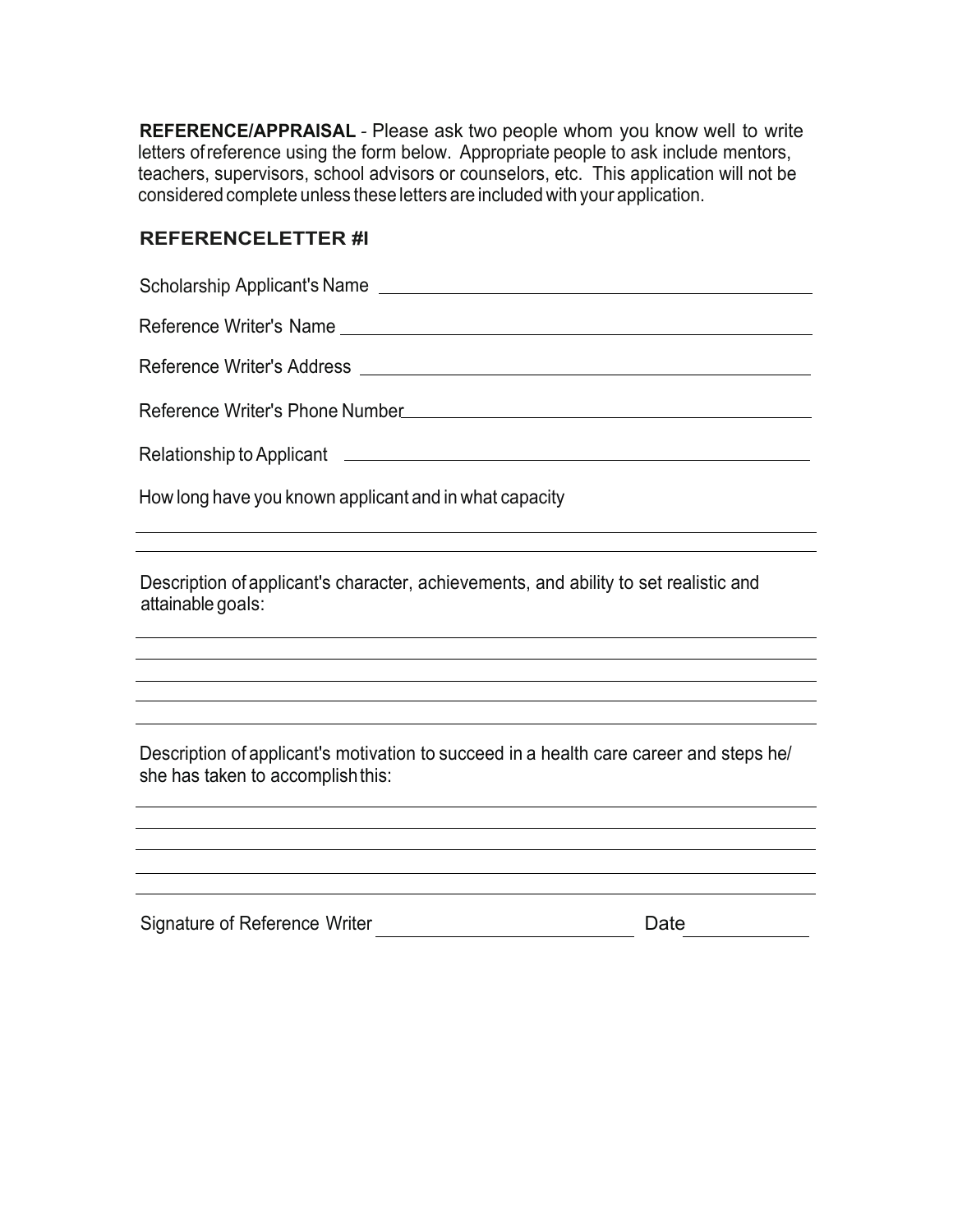**REFERENCE/APPRAISAL** - Please ask two people whom you know well to write letters of reference using the form below. Appropriate people to ask include mentors, teachers, supervisors, school advisors or counselors, etc. This application will not be considered complete unless these letters are included with your application.

**REFERENCELETTER #I**

Scholarship Applicant's Name ______________________________________________

Reference Writer's Name ______________________________________________

Reference Writer's Address ______________________________________________

Reference Writer's Phone Number______________________________________________

Relationship to Applicant ______________________________________________

How long have you known applicant and in what capacity

______________________________________________________________________

______________________________________________________________________

Description of applicant's character, achievements, and ability to set realistic and attainable goals:

______________________________________________________________________

______________________________________________________________________

______________________________________________________________________

______________________________________________________________________

______________________________________________________________________

Description of applicant's motivation to succeed in a health care career and steps he/she has taken to accomplish this:

______________________________________________________________________

______________________________________________________________________

______________________________________________________________________

______________________________________________________________________

______________________________________________________________________

Signature of Reference Writer ______________________________ Date ______________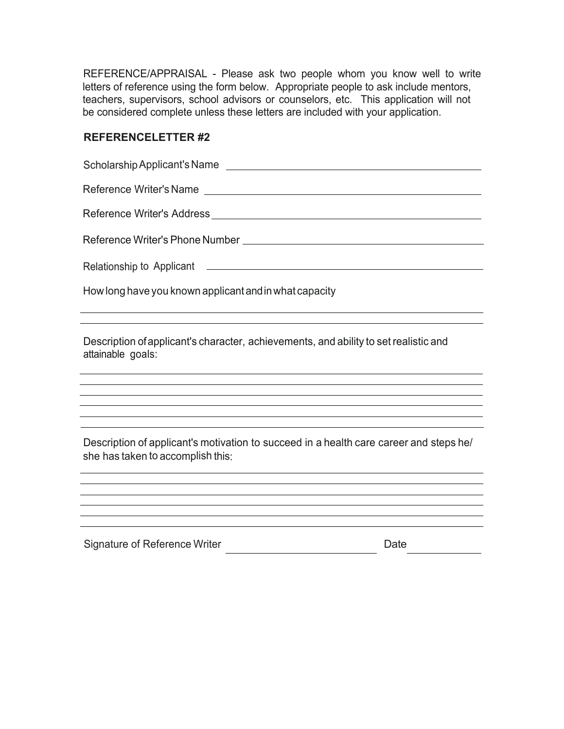REFERENCE/APPRAISAL - Please ask two people whom you know well to write letters of reference using the form below. Appropriate people to ask include mentors, teachers, supervisors, school advisors or counselors, etc. This application will not be considered complete unless these letters are included with your application.

**REFERENCELETTER #2**

Scholarship Applicant's Name ______________________________________________

Reference Writer's Name ______________________________________________

Reference Writer's Address ______________________________________________

Reference Writer's Phone Number ______________________________________________

Relationship to Applicant ______________________________________________

How long have you known applicant and in what capacity

______________________________________________

______________________________________________

Description of applicant's character, achievements, and ability to set realistic and attainable goals:

______________________________________________

______________________________________________

______________________________________________

______________________________________________

______________________________________________

______________________________________________

Description of applicant's motivation to succeed in a health care career and steps he/she has taken to accomplish this:

______________________________________________

______________________________________________

______________________________________________

______________________________________________

______________________________________________

______________________________________________

Signature of Reference Writer ____________________ Date __________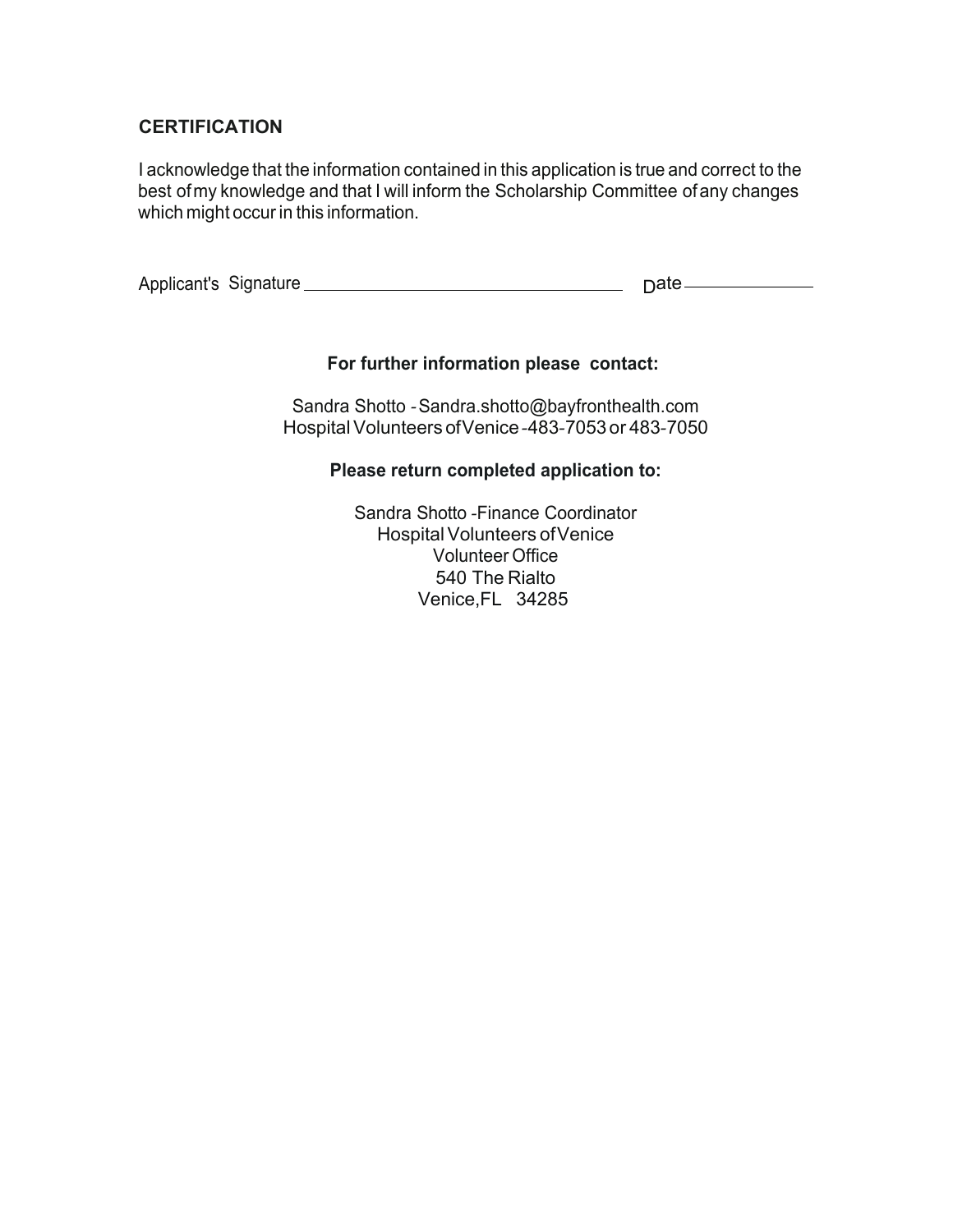## CERTIFICATION

I acknowledge that the information contained in this application is true and correct to the best of my knowledge and that I will inform the Scholarship Committee of any changes which might occur in this information.

Applicant's Signature ______________________________ Date ______________

**For further information please contact:**

Sandra Shotto - Sandra.shotto@bayfronthealth.com
Hospital Volunteers of Venice - 483-7053 or 483-7050

**Please return completed application to:**

Sandra Shotto - Finance Coordinator
Hospital Volunteers of Venice
Volunteer Office
540 The Rialto
Venice, FL 34285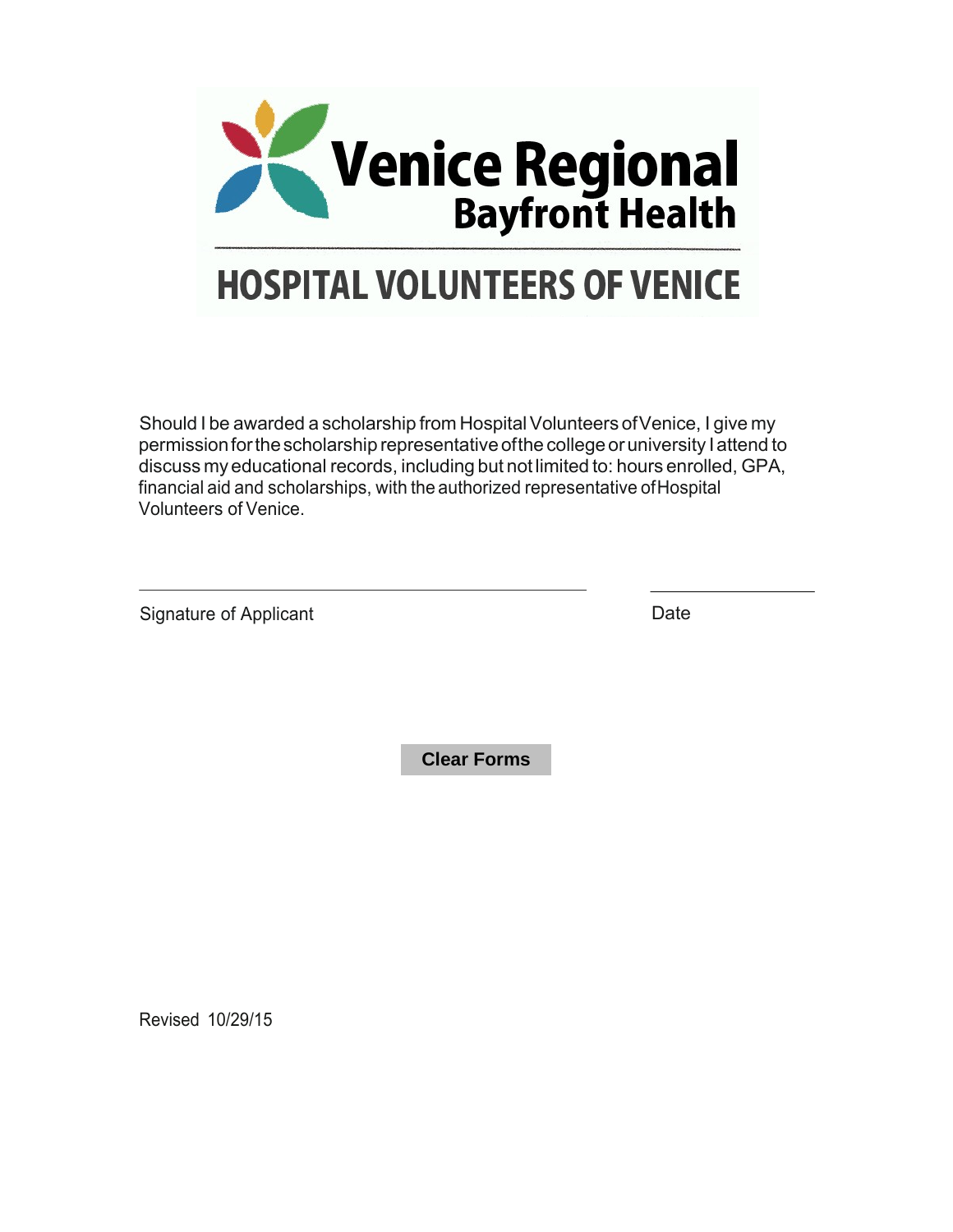# Venice Regional Bayfront Health

## HOSPITAL VOLUNTEERS OF VENICE

Should I be awarded a scholarship from Hospital Volunteers of Venice, I give my permission for the scholarship representative of the college or university I attend to discuss my educational records, including but not limited to: hours enrolled, GPA, financial aid and scholarships, with the authorized representative of Hospital Volunteers of Venice.

Signature of Applicant ______________________________ Date ______________

Clear Forms

Revised 10/29/15